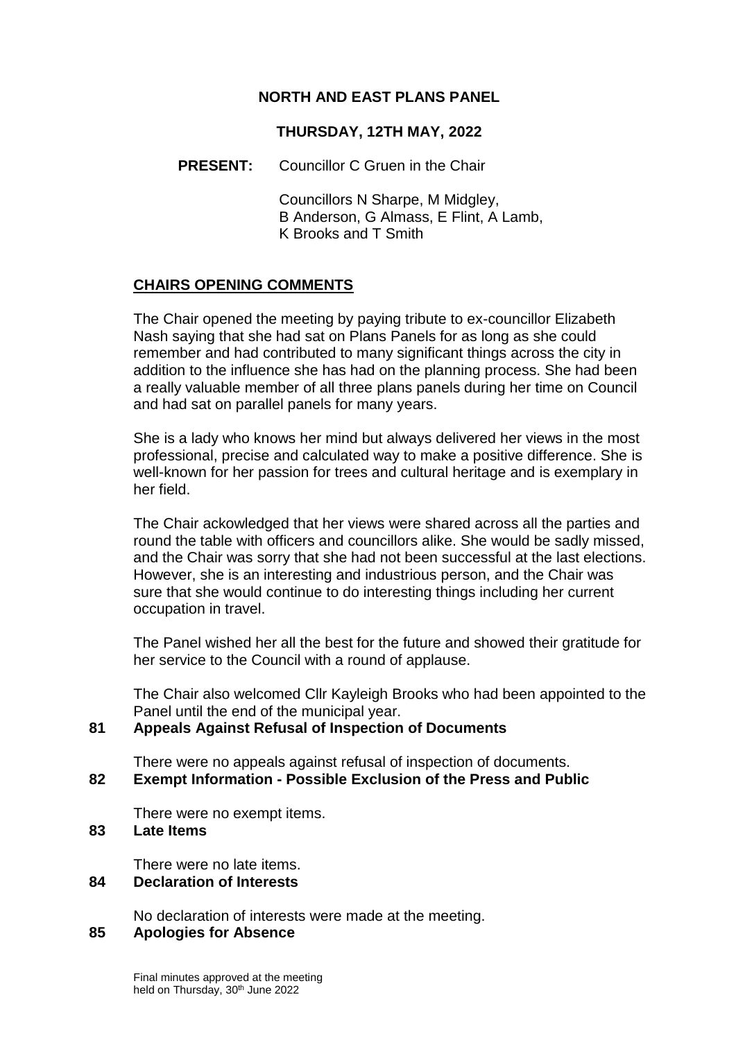# NORTH AND EAST PLANS PANEL

## THURSDAY, 12TH MAY, 2022

**PRESENT:** Councillor C Gruen in the Chair

Councillors N Sharpe, M Midgley, B Anderson, G Almass, E Flint, A Lamb, K Brooks and T Smith

## CHAIRS OPENING COMMENTS

The Chair opened the meeting by paying tribute to ex-councillor Elizabeth Nash saying that she had sat on Plans Panels for as long as she could remember and had contributed to many significant things across the city in addition to the influence she has had on the planning process. She had been a really valuable member of all three plans panels during her time on Council and had sat on parallel panels for many years.

She is a lady who knows her mind but always delivered her views in the most professional, precise and calculated way to make a positive difference. She is well-known for her passion for trees and cultural heritage and is exemplary in her field.

The Chair ackowledged that her views were shared across all the parties and round the table with officers and councillors alike. She would be sadly missed, and the Chair was sorry that she had not been successful at the last elections. However, she is an interesting and industrious person, and the Chair was sure that she would continue to do interesting things including her current occupation in travel.

The Panel wished her all the best for the future and showed their gratitude for her service to the Council with a round of applause.

The Chair also welcomed Cllr Kayleigh Brooks who had been appointed to the Panel until the end of the municipal year.

### 81 Appeals Against Refusal of Inspection of Documents

There were no appeals against refusal of inspection of documents.

### 82 Exempt Information - Possible Exclusion of the Press and Public

There were no exempt items.

### 83 Late Items

There were no late items.

### 84 Declaration of Interests

No declaration of interests were made at the meeting.

### 85 Apologies for Absence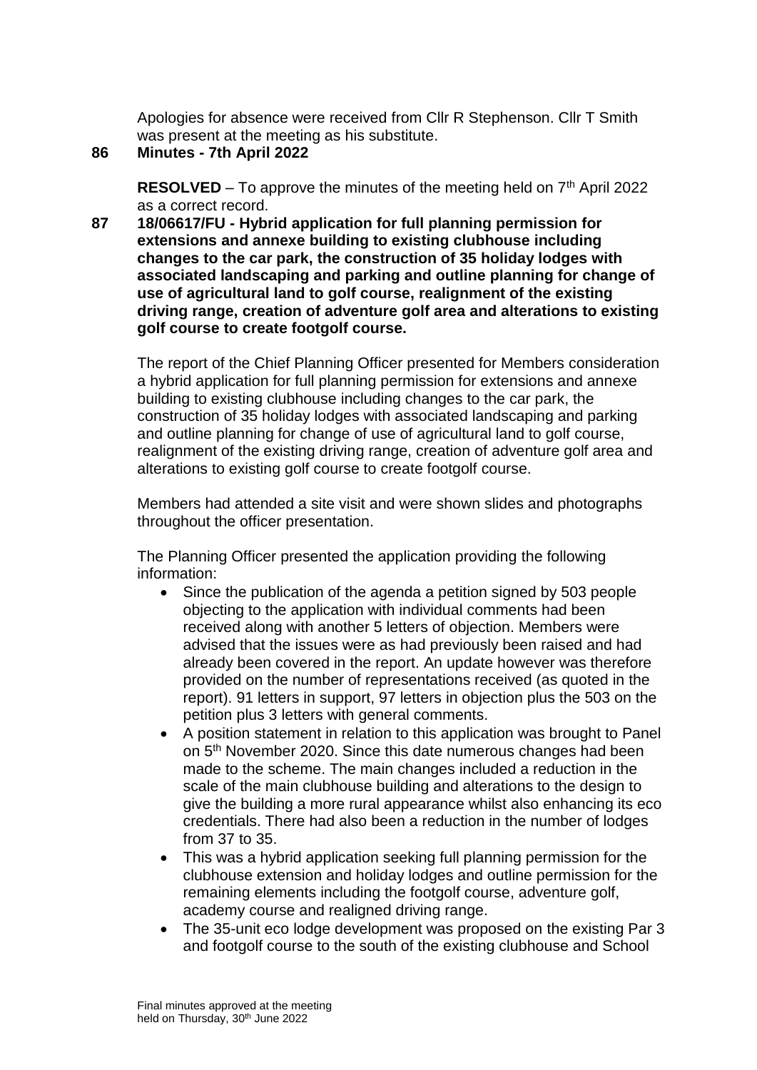Apologies for absence were received from Cllr R Stephenson. Cllr T Smith was present at the meeting as his substitute.

**86 Minutes - 7th April 2022**

**RESOLVED** – To approve the minutes of the meeting held on 7th April 2022 as a correct record.

**87 18/06617/FU - Hybrid application for full planning permission for extensions and annexe building to existing clubhouse including changes to the car park, the construction of 35 holiday lodges with associated landscaping and parking and outline planning for change of use of agricultural land to golf course, realignment of the existing driving range, creation of adventure golf area and alterations to existing golf course to create footgolf course.**

The report of the Chief Planning Officer presented for Members consideration a hybrid application for full planning permission for extensions and annexe building to existing clubhouse including changes to the car park, the construction of 35 holiday lodges with associated landscaping and parking and outline planning for change of use of agricultural land to golf course, realignment of the existing driving range, creation of adventure golf area and alterations to existing golf course to create footgolf course.

Members had attended a site visit and were shown slides and photographs throughout the officer presentation.

The Planning Officer presented the application providing the following information:

- Since the publication of the agenda a petition signed by 503 people objecting to the application with individual comments had been received along with another 5 letters of objection. Members were advised that the issues were as had previously been raised and had already been covered in the report. An update however was therefore provided on the number of representations received (as quoted in the report). 91 letters in support, 97 letters in objection plus the 503 on the petition plus 3 letters with general comments.
- A position statement in relation to this application was brought to Panel on 5th November 2020. Since this date numerous changes had been made to the scheme. The main changes included a reduction in the scale of the main clubhouse building and alterations to the design to give the building a more rural appearance whilst also enhancing its eco credentials. There had also been a reduction in the number of lodges from 37 to 35.
- This was a hybrid application seeking full planning permission for the clubhouse extension and holiday lodges and outline permission for the remaining elements including the footgolf course, adventure golf, academy course and realigned driving range.
- The 35-unit eco lodge development was proposed on the existing Par 3 and footgolf course to the south of the existing clubhouse and School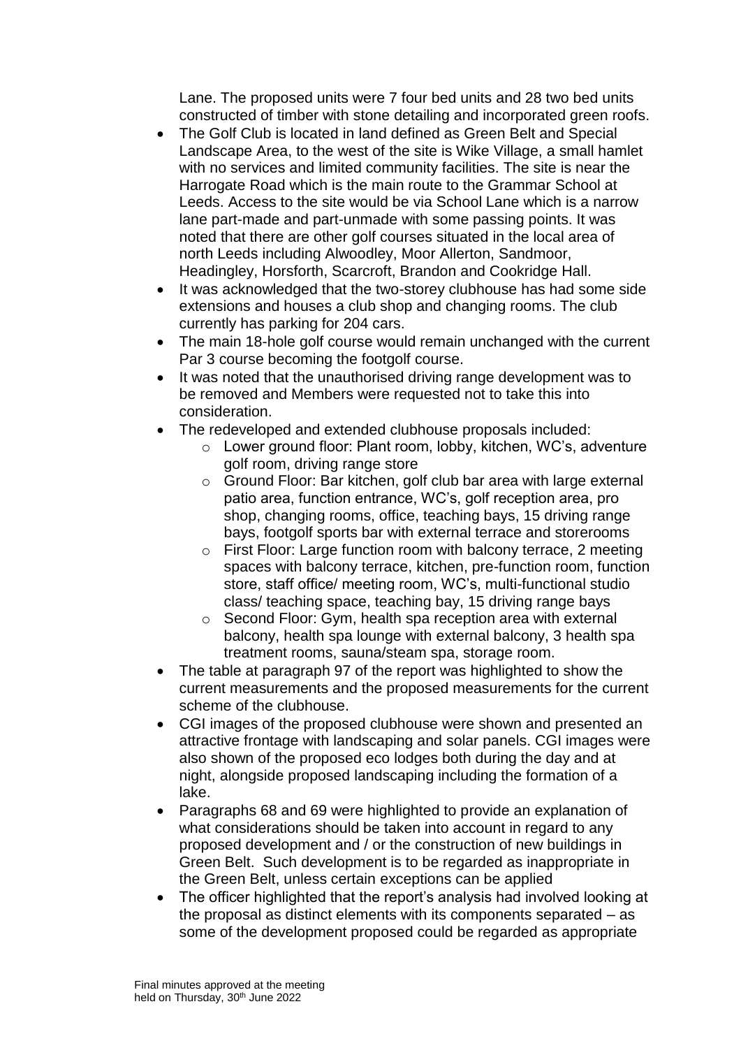Lane. The proposed units were 7 four bed units and 28 two bed units constructed of timber with stone detailing and incorporated green roofs.

- The Golf Club is located in land defined as Green Belt and Special Landscape Area, to the west of the site is Wike Village, a small hamlet with no services and limited community facilities. The site is near the Harrogate Road which is the main route to the Grammar School at Leeds. Access to the site would be via School Lane which is a narrow lane part-made and part-unmade with some passing points. It was noted that there are other golf courses situated in the local area of north Leeds including Alwoodley, Moor Allerton, Sandmoor, Headingley, Horsforth, Scarcroft, Brandon and Cookridge Hall.
- It was acknowledged that the two-storey clubhouse has had some side extensions and houses a club shop and changing rooms. The club currently has parking for 204 cars.
- The main 18-hole golf course would remain unchanged with the current Par 3 course becoming the footgolf course.
- It was noted that the unauthorised driving range development was to be removed and Members were requested not to take this into consideration.
- The redeveloped and extended clubhouse proposals included:
  - Lower ground floor: Plant room, lobby, kitchen, WC's, adventure golf room, driving range store
  - Ground Floor: Bar kitchen, golf club bar area with large external patio area, function entrance, WC's, golf reception area, pro shop, changing rooms, office, teaching bays, 15 driving range bays, footgolf sports bar with external terrace and storerooms
  - First Floor: Large function room with balcony terrace, 2 meeting spaces with balcony terrace, kitchen, pre-function room, function store, staff office/ meeting room, WC's, multi-functional studio class/ teaching space, teaching bay, 15 driving range bays
  - Second Floor: Gym, health spa reception area with external balcony, health spa lounge with external balcony, 3 health spa treatment rooms, sauna/steam spa, storage room.
- The table at paragraph 97 of the report was highlighted to show the current measurements and the proposed measurements for the current scheme of the clubhouse.
- CGI images of the proposed clubhouse were shown and presented an attractive frontage with landscaping and solar panels. CGI images were also shown of the proposed eco lodges both during the day and at night, alongside proposed landscaping including the formation of a lake.
- Paragraphs 68 and 69 were highlighted to provide an explanation of what considerations should be taken into account in regard to any proposed development and / or the construction of new buildings in Green Belt. Such development is to be regarded as inappropriate in the Green Belt, unless certain exceptions can be applied
- The officer highlighted that the report's analysis had involved looking at the proposal as distinct elements with its components separated – as some of the development proposed could be regarded as appropriate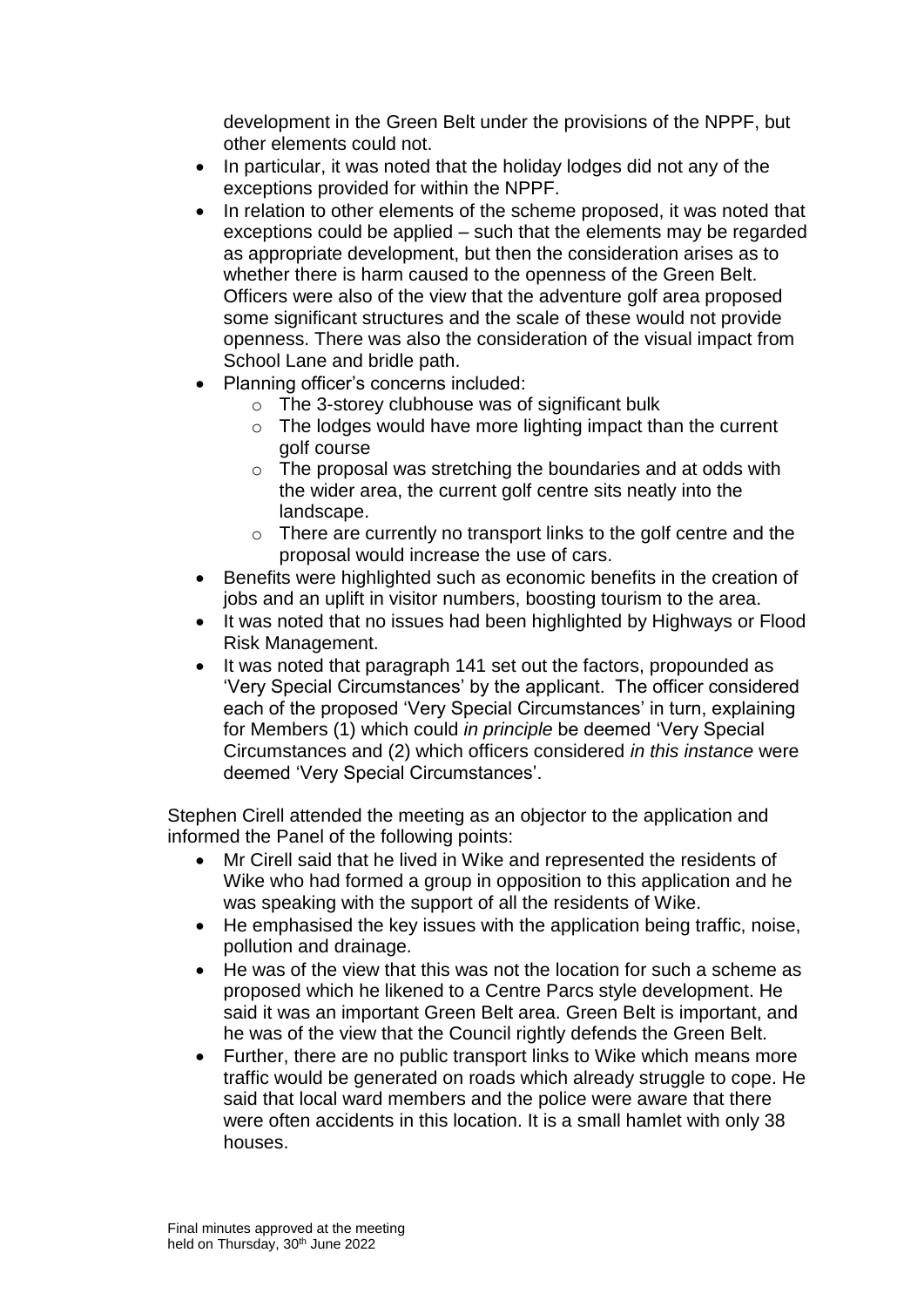development in the Green Belt under the provisions of the NPPF, but other elements could not.

- In particular, it was noted that the holiday lodges did not any of the exceptions provided for within the NPPF.
- In relation to other elements of the scheme proposed, it was noted that exceptions could be applied – such that the elements may be regarded as appropriate development, but then the consideration arises as to whether there is harm caused to the openness of the Green Belt. Officers were also of the view that the adventure golf area proposed some significant structures and the scale of these would not provide openness. There was also the consideration of the visual impact from School Lane and bridle path.
- Planning officer's concerns included:
  - The 3-storey clubhouse was of significant bulk
  - The lodges would have more lighting impact than the current golf course
  - The proposal was stretching the boundaries and at odds with the wider area, the current golf centre sits neatly into the landscape.
  - There are currently no transport links to the golf centre and the proposal would increase the use of cars.
- Benefits were highlighted such as economic benefits in the creation of jobs and an uplift in visitor numbers, boosting tourism to the area.
- It was noted that no issues had been highlighted by Highways or Flood Risk Management.
- It was noted that paragraph 141 set out the factors, propounded as 'Very Special Circumstances' by the applicant. The officer considered each of the proposed 'Very Special Circumstances' in turn, explaining for Members (1) which could *in principle* be deemed 'Very Special Circumstances and (2) which officers considered *in this instance* were deemed 'Very Special Circumstances'.

Stephen Cirell attended the meeting as an objector to the application and informed the Panel of the following points:

- Mr Cirell said that he lived in Wike and represented the residents of Wike who had formed a group in opposition to this application and he was speaking with the support of all the residents of Wike.
- He emphasised the key issues with the application being traffic, noise, pollution and drainage.
- He was of the view that this was not the location for such a scheme as proposed which he likened to a Centre Parcs style development. He said it was an important Green Belt area. Green Belt is important, and he was of the view that the Council rightly defends the Green Belt.
- Further, there are no public transport links to Wike which means more traffic would be generated on roads which already struggle to cope. He said that local ward members and the police were aware that there were often accidents in this location. It is a small hamlet with only 38 houses.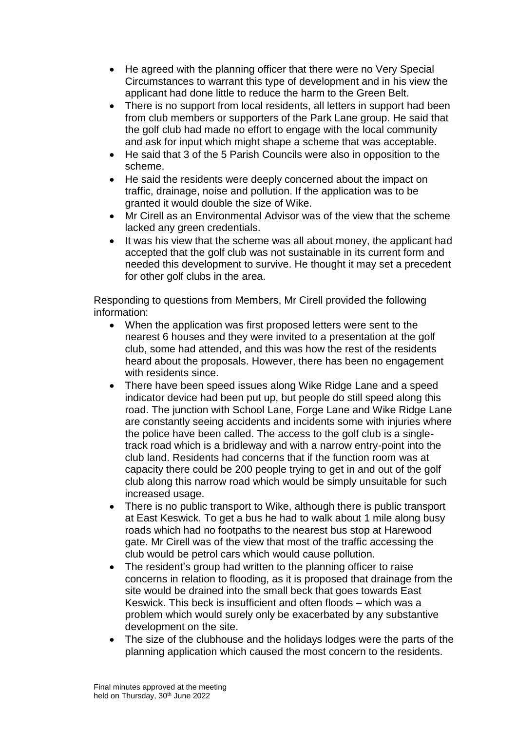- He agreed with the planning officer that there were no Very Special Circumstances to warrant this type of development and in his view the applicant had done little to reduce the harm to the Green Belt.
- There is no support from local residents, all letters in support had been from club members or supporters of the Park Lane group. He said that the golf club had made no effort to engage with the local community and ask for input which might shape a scheme that was acceptable.
- He said that 3 of the 5 Parish Councils were also in opposition to the scheme.
- He said the residents were deeply concerned about the impact on traffic, drainage, noise and pollution. If the application was to be granted it would double the size of Wike.
- Mr Cirell as an Environmental Advisor was of the view that the scheme lacked any green credentials.
- It was his view that the scheme was all about money, the applicant had accepted that the golf club was not sustainable in its current form and needed this development to survive. He thought it may set a precedent for other golf clubs in the area.

Responding to questions from Members, Mr Cirell provided the following information:

- When the application was first proposed letters were sent to the nearest 6 houses and they were invited to a presentation at the golf club, some had attended, and this was how the rest of the residents heard about the proposals. However, there has been no engagement with residents since.
- There have been speed issues along Wike Ridge Lane and a speed indicator device had been put up, but people do still speed along this road. The junction with School Lane, Forge Lane and Wike Ridge Lane are constantly seeing accidents and incidents some with injuries where the police have been called. The access to the golf club is a single-track road which is a bridleway and with a narrow entry-point into the club land. Residents had concerns that if the function room was at capacity there could be 200 people trying to get in and out of the golf club along this narrow road which would be simply unsuitable for such increased usage.
- There is no public transport to Wike, although there is public transport at East Keswick. To get a bus he had to walk about 1 mile along busy roads which had no footpaths to the nearest bus stop at Harewood gate. Mr Cirell was of the view that most of the traffic accessing the club would be petrol cars which would cause pollution.
- The resident's group had written to the planning officer to raise concerns in relation to flooding, as it is proposed that drainage from the site would be drained into the small beck that goes towards East Keswick. This beck is insufficient and often floods – which was a problem which would surely only be exacerbated by any substantive development on the site.
- The size of the clubhouse and the holidays lodges were the parts of the planning application which caused the most concern to the residents.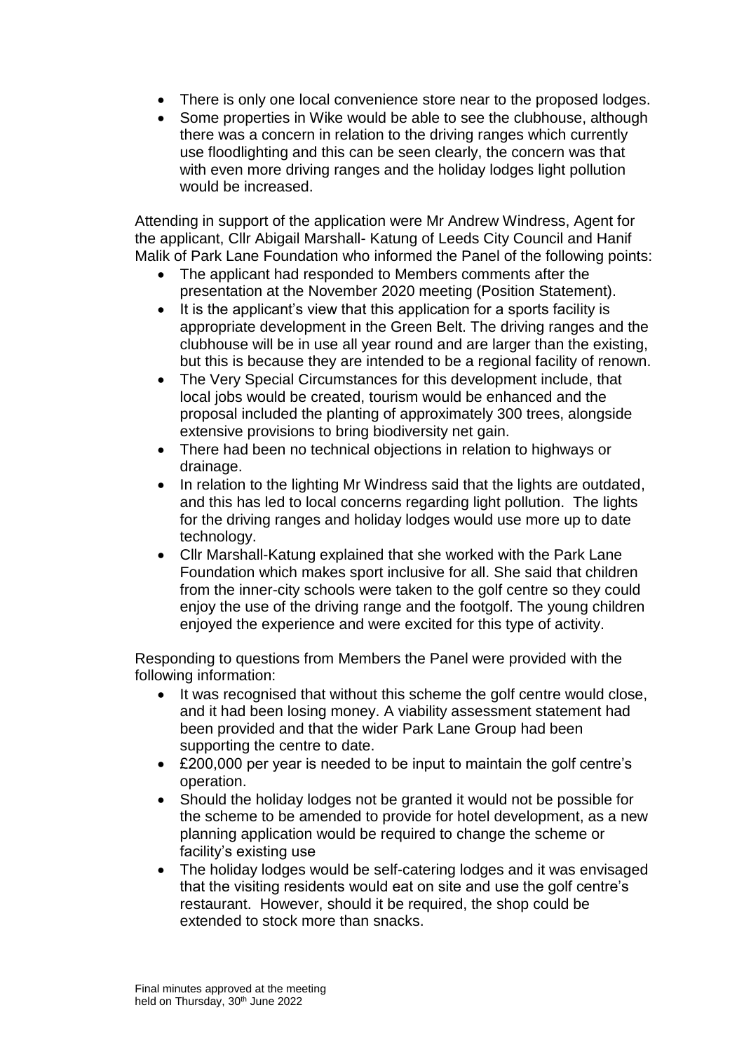- There is only one local convenience store near to the proposed lodges.
- Some properties in Wike would be able to see the clubhouse, although there was a concern in relation to the driving ranges which currently use floodlighting and this can be seen clearly, the concern was that with even more driving ranges and the holiday lodges light pollution would be increased.

Attending in support of the application were Mr Andrew Windress, Agent for the applicant, Cllr Abigail Marshall- Katung of Leeds City Council and Hanif Malik of Park Lane Foundation who informed the Panel of the following points:

- The applicant had responded to Members comments after the presentation at the November 2020 meeting (Position Statement).
- It is the applicant's view that this application for a sports facility is appropriate development in the Green Belt. The driving ranges and the clubhouse will be in use all year round and are larger than the existing, but this is because they are intended to be a regional facility of renown.
- The Very Special Circumstances for this development include, that local jobs would be created, tourism would be enhanced and the proposal included the planting of approximately 300 trees, alongside extensive provisions to bring biodiversity net gain.
- There had been no technical objections in relation to highways or drainage.
- In relation to the lighting Mr Windress said that the lights are outdated, and this has led to local concerns regarding light pollution. The lights for the driving ranges and holiday lodges would use more up to date technology.
- Cllr Marshall-Katung explained that she worked with the Park Lane Foundation which makes sport inclusive for all. She said that children from the inner-city schools were taken to the golf centre so they could enjoy the use of the driving range and the footgolf. The young children enjoyed the experience and were excited for this type of activity.

Responding to questions from Members the Panel were provided with the following information:

- It was recognised that without this scheme the golf centre would close, and it had been losing money. A viability assessment statement had been provided and that the wider Park Lane Group had been supporting the centre to date.
- £200,000 per year is needed to be input to maintain the golf centre's operation.
- Should the holiday lodges not be granted it would not be possible for the scheme to be amended to provide for hotel development, as a new planning application would be required to change the scheme or facility's existing use
- The holiday lodges would be self-catering lodges and it was envisaged that the visiting residents would eat on site and use the golf centre's restaurant. However, should it be required, the shop could be extended to stock more than snacks.

Final minutes approved at the meeting held on Thursday, 30th June 2022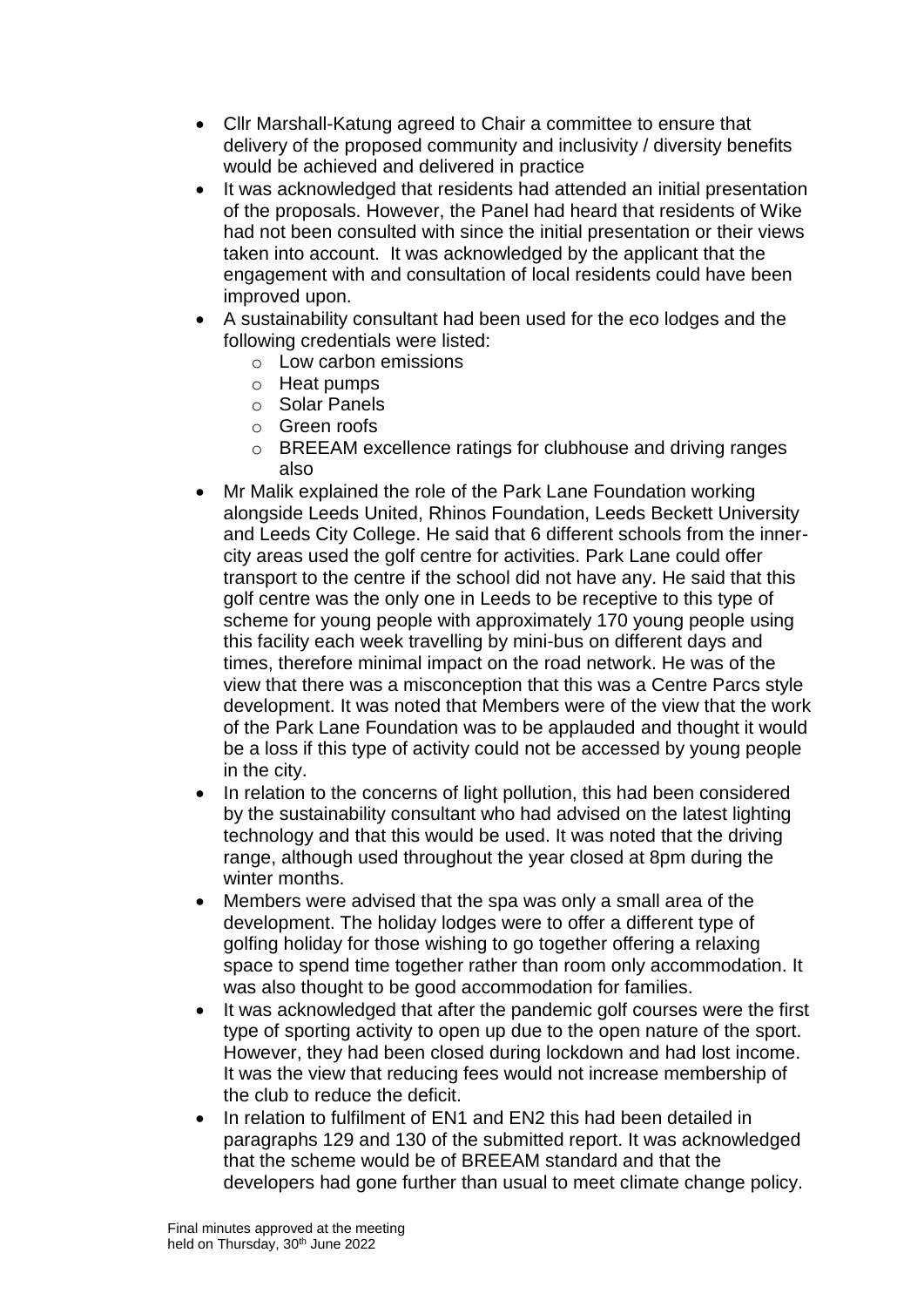- Cllr Marshall-Katung agreed to Chair a committee to ensure that delivery of the proposed community and inclusivity / diversity benefits would be achieved and delivered in practice
- It was acknowledged that residents had attended an initial presentation of the proposals. However, the Panel had heard that residents of Wike had not been consulted with since the initial presentation or their views taken into account. It was acknowledged by the applicant that the engagement with and consultation of local residents could have been improved upon.
- A sustainability consultant had been used for the eco lodges and the following credentials were listed:
  - Low carbon emissions
  - Heat pumps
  - Solar Panels
  - Green roofs
  - BREEAM excellence ratings for clubhouse and driving ranges also
- Mr Malik explained the role of the Park Lane Foundation working alongside Leeds United, Rhinos Foundation, Leeds Beckett University and Leeds City College. He said that 6 different schools from the inner-city areas used the golf centre for activities. Park Lane could offer transport to the centre if the school did not have any. He said that this golf centre was the only one in Leeds to be receptive to this type of scheme for young people with approximately 170 young people using this facility each week travelling by mini-bus on different days and times, therefore minimal impact on the road network. He was of the view that there was a misconception that this was a Centre Parcs style development. It was noted that Members were of the view that the work of the Park Lane Foundation was to be applauded and thought it would be a loss if this type of activity could not be accessed by young people in the city.
- In relation to the concerns of light pollution, this had been considered by the sustainability consultant who had advised on the latest lighting technology and that this would be used. It was noted that the driving range, although used throughout the year closed at 8pm during the winter months.
- Members were advised that the spa was only a small area of the development. The holiday lodges were to offer a different type of golfing holiday for those wishing to go together offering a relaxing space to spend time together rather than room only accommodation. It was also thought to be good accommodation for families.
- It was acknowledged that after the pandemic golf courses were the first type of sporting activity to open up due to the open nature of the sport. However, they had been closed during lockdown and had lost income. It was the view that reducing fees would not increase membership of the club to reduce the deficit.
- In relation to fulfilment of EN1 and EN2 this had been detailed in paragraphs 129 and 130 of the submitted report. It was acknowledged that the scheme would be of BREEAM standard and that the developers had gone further than usual to meet climate change policy.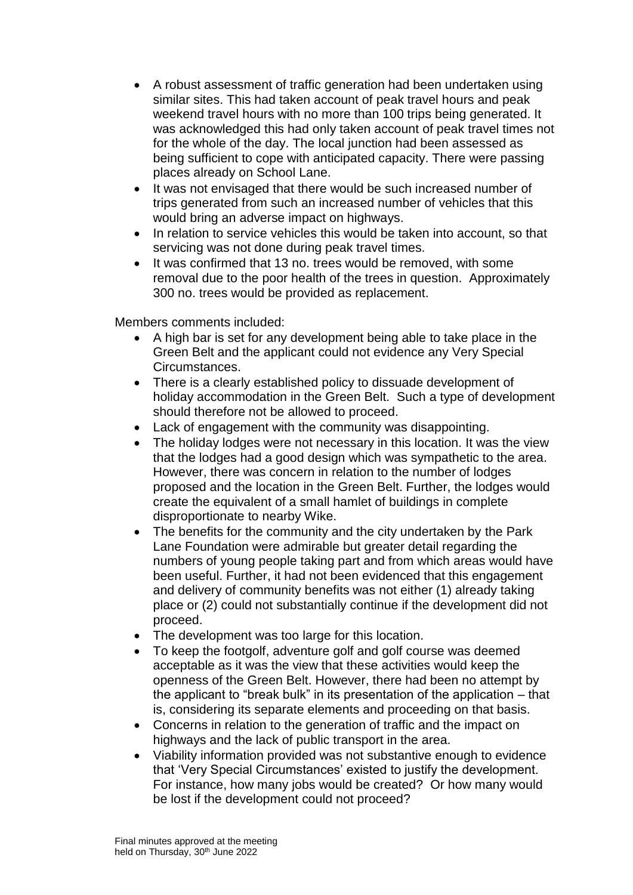- A robust assessment of traffic generation had been undertaken using similar sites. This had taken account of peak travel hours and peak weekend travel hours with no more than 100 trips being generated. It was acknowledged this had only taken account of peak travel times not for the whole of the day. The local junction had been assessed as being sufficient to cope with anticipated capacity. There were passing places already on School Lane.
- It was not envisaged that there would be such increased number of trips generated from such an increased number of vehicles that this would bring an adverse impact on highways.
- In relation to service vehicles this would be taken into account, so that servicing was not done during peak travel times.
- It was confirmed that 13 no. trees would be removed, with some removal due to the poor health of the trees in question. Approximately 300 no. trees would be provided as replacement.

Members comments included:

- A high bar is set for any development being able to take place in the Green Belt and the applicant could not evidence any Very Special Circumstances.
- There is a clearly established policy to dissuade development of holiday accommodation in the Green Belt. Such a type of development should therefore not be allowed to proceed.
- Lack of engagement with the community was disappointing.
- The holiday lodges were not necessary in this location. It was the view that the lodges had a good design which was sympathetic to the area. However, there was concern in relation to the number of lodges proposed and the location in the Green Belt. Further, the lodges would create the equivalent of a small hamlet of buildings in complete disproportionate to nearby Wike.
- The benefits for the community and the city undertaken by the Park Lane Foundation were admirable but greater detail regarding the numbers of young people taking part and from which areas would have been useful. Further, it had not been evidenced that this engagement and delivery of community benefits was not either (1) already taking place or (2) could not substantially continue if the development did not proceed.
- The development was too large for this location.
- To keep the footgolf, adventure golf and golf course was deemed acceptable as it was the view that these activities would keep the openness of the Green Belt. However, there had been no attempt by the applicant to "break bulk" in its presentation of the application – that is, considering its separate elements and proceeding on that basis.
- Concerns in relation to the generation of traffic and the impact on highways and the lack of public transport in the area.
- Viability information provided was not substantive enough to evidence that 'Very Special Circumstances' existed to justify the development. For instance, how many jobs would be created? Or how many would be lost if the development could not proceed?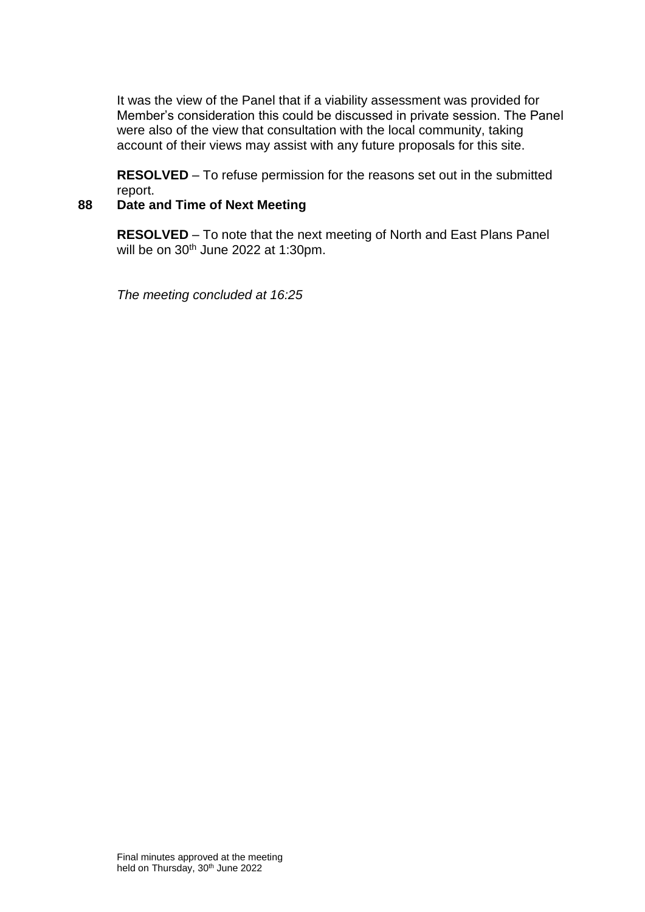It was the view of the Panel that if a viability assessment was provided for Member's consideration this could be discussed in private session. The Panel were also of the view that consultation with the local community, taking account of their views may assist with any future proposals for this site.

**RESOLVED** – To refuse permission for the reasons set out in the submitted report.

**88 Date and Time of Next Meeting**

**RESOLVED** – To note that the next meeting of North and East Plans Panel will be on 30th June 2022 at 1:30pm.

*The meeting concluded at 16:25*